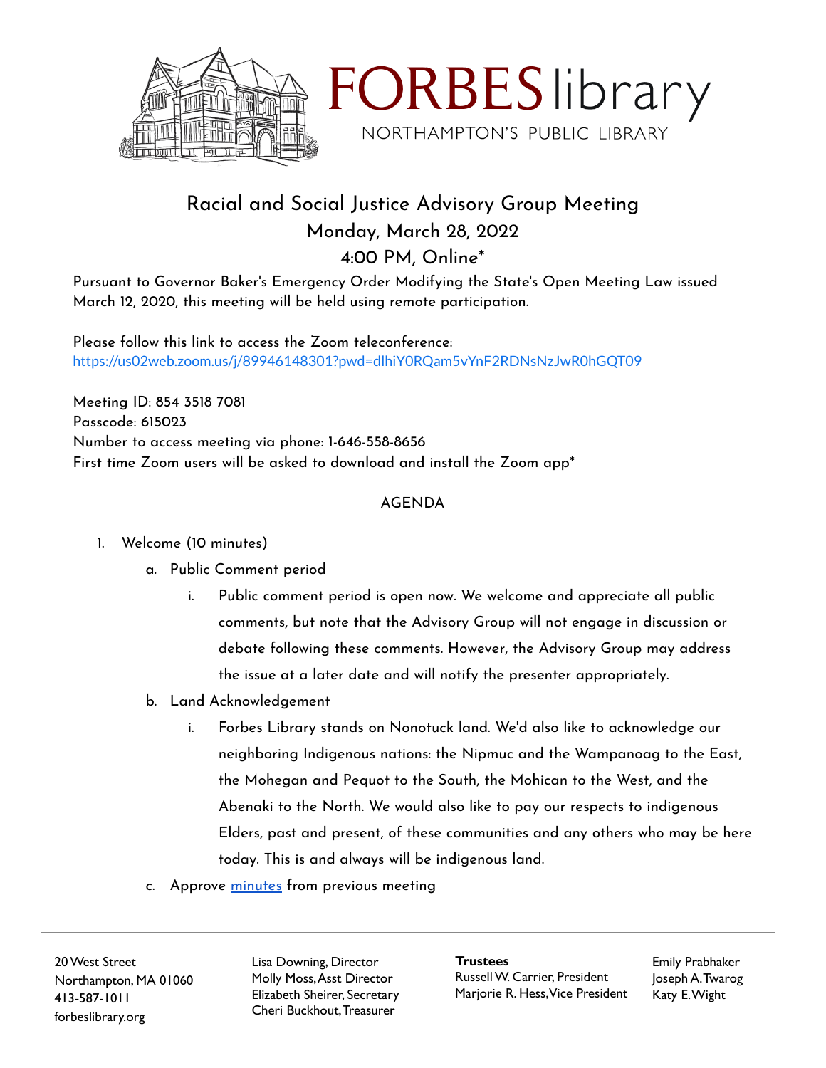# FORBES library

NORTHAMPTON'S PUBLIC LIBRARY

## Racial and Social Justice Advisory Group Meeting

## Monday, March 28, 2022

## 4:00 PM, Online*

Pursuant to Governor Baker's Emergency Order Modifying the State's Open Meeting Law issued March 12, 2020, this meeting will be held using remote participation.

Please follow this link to access the Zoom teleconference:
https://us02web.zoom.us/j/89946148301?pwd=dlhiY0RQam5vYnF2RDNsNzJwR0hGQT09

Meeting ID: 854 3518 7081
Passcode: 615023
Number to access meeting via phone: 1-646-558-8656
First time Zoom users will be asked to download and install the Zoom app*

AGENDA

1. Welcome (10 minutes)
   a. Public Comment period
      i. Public comment period is open now. We welcome and appreciate all public comments, but note that the Advisory Group will not engage in discussion or debate following these comments. However, the Advisory Group may address the issue at a later date and will notify the presenter appropriately.
   b. Land Acknowledgement
      i. Forbes Library stands on Nonotuck land. We'd also like to acknowledge our neighboring Indigenous nations: the Nipmuc and the Wampanoag to the East, the Mohegan and Pequot to the South, the Mohican to the West, and the Abenaki to the North. We would also like to pay our respects to indigenous Elders, past and present, of these communities and any others who may be here today. This is and always will be indigenous land.
   c. Approve minutes from previous meeting

20 West Street
Northampton, MA 01060
413-587-1011
forbeslibrary.org

Lisa Downing, Director
Molly Moss, Asst Director
Elizabeth Sheirer, Secretary
Cheri Buckhout, Treasurer

**Trustees**
Russell W. Carrier, President
Marjorie R. Hess, Vice President
Emily Prabhaker
Joseph A. Twarog
Katy E. Wight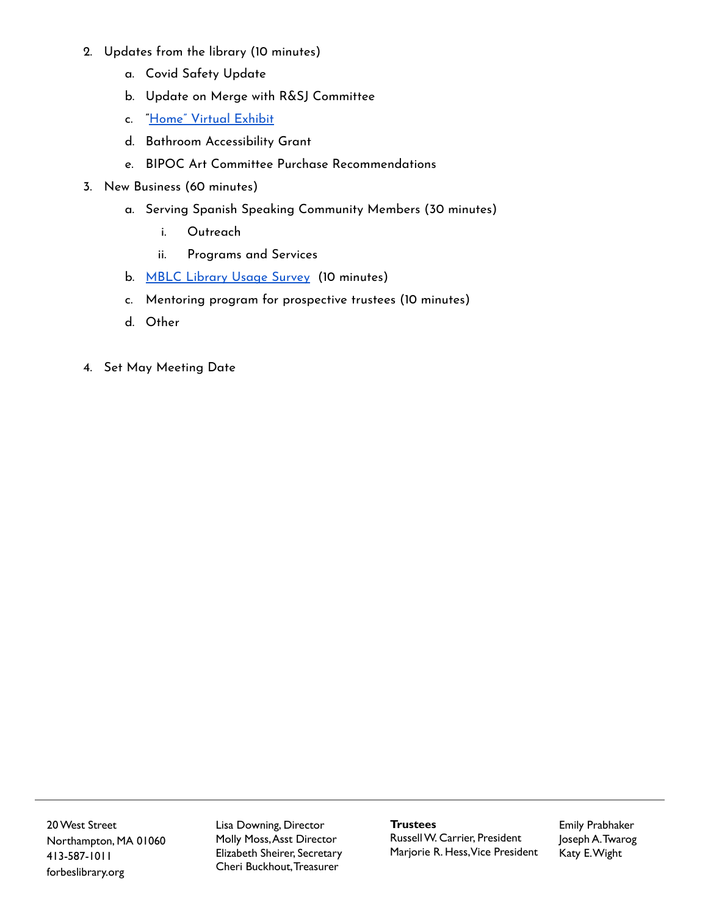2. Updates from the library (10 minutes)
   a. Covid Safety Update
   b. Update on Merge with R&SJ Committee
   c. "Home" Virtual Exhibit
   d. Bathroom Accessibility Grant
   e. BIPOC Art Committee Purchase Recommendations
3. New Business (60 minutes)
   a. Serving Spanish Speaking Community Members (30 minutes)
      i. Outreach
      ii. Programs and Services
   b. MBLC Library Usage Survey (10 minutes)
   c. Mentoring program for prospective trustees (10 minutes)
   d. Other
4. Set May Meeting Date